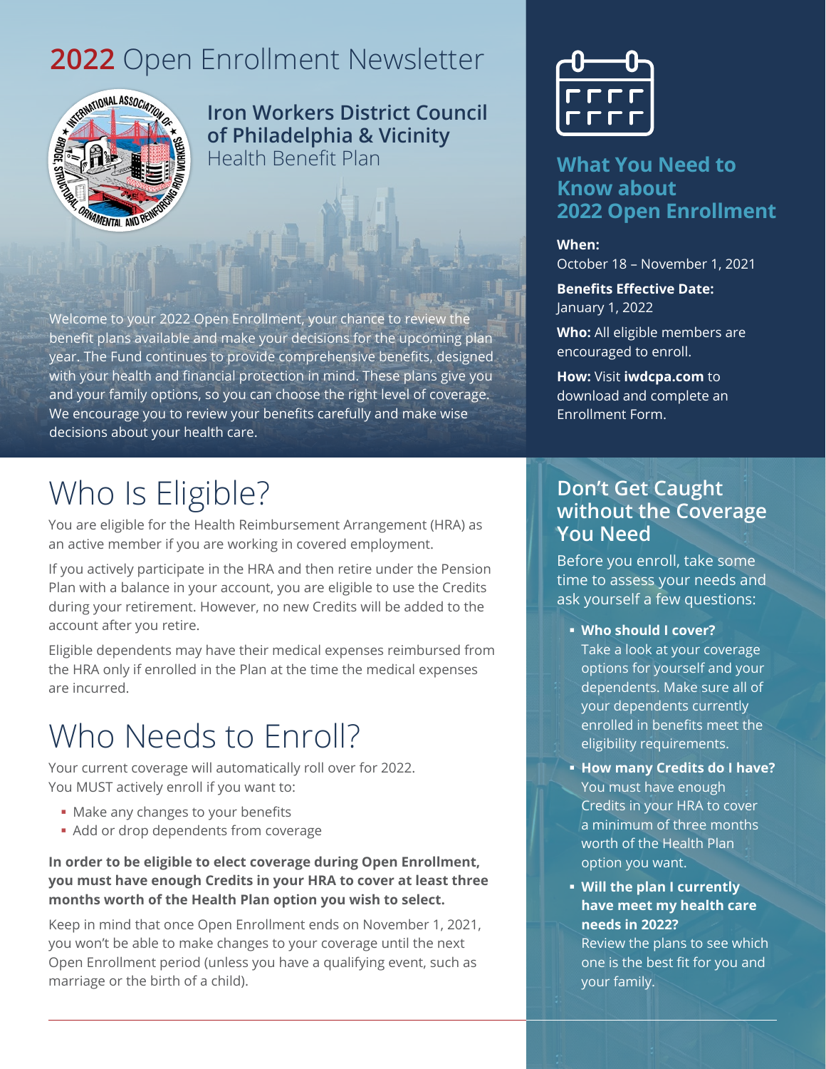# 2022 Open Enrollment Newsletter

## Iron Workers District Council of Philadelphia & Vicinity
Health Benefit Plan

Welcome to your 2022 Open Enrollment, your chance to review the benefit plans available and make your decisions for the upcoming plan year. The Fund continues to provide comprehensive benefits, designed with your health and financial protection in mind. These plans give you and your family options, so you can choose the right level of coverage. We encourage you to review your benefits carefully and make wise decisions about your health care.

## What You Need to Know about 2022 Open Enrollment

**When:**
October 18 – November 1, 2021

**Benefits Effective Date:**
January 1, 2022

**Who:** All eligible members are encouraged to enroll.

**How:** Visit **iwdcpa.com** to download and complete an Enrollment Form.

# Who Is Eligible?

You are eligible for the Health Reimbursement Arrangement (HRA) as an active member if you are working in covered employment.

If you actively participate in the HRA and then retire under the Pension Plan with a balance in your account, you are eligible to use the Credits during your retirement. However, no new Credits will be added to the account after you retire.

Eligible dependents may have their medical expenses reimbursed from the HRA only if enrolled in the Plan at the time the medical expenses are incurred.

# Who Needs to Enroll?

Your current coverage will automatically roll over for 2022. You MUST actively enroll if you want to:

- Make any changes to your benefits
- Add or drop dependents from coverage

**In order to be eligible to elect coverage during Open Enrollment, you must have enough Credits in your HRA to cover at least three months worth of the Health Plan option you wish to select.**

Keep in mind that once Open Enrollment ends on November 1, 2021, you won't be able to make changes to your coverage until the next Open Enrollment period (unless you have a qualifying event, such as marriage or the birth of a child).

## Don't Get Caught without the Coverage You Need

Before you enroll, take some time to assess your needs and ask yourself a few questions:

- **Who should I cover?**
  Take a look at your coverage options for yourself and your dependents. Make sure all of your dependents currently enrolled in benefits meet the eligibility requirements.
- **How many Credits do I have?**
  You must have enough Credits in your HRA to cover a minimum of three months worth of the Health Plan option you want.
- **Will the plan I currently have meet my health care needs in 2022?**
  Review the plans to see which one is the best fit for you and your family.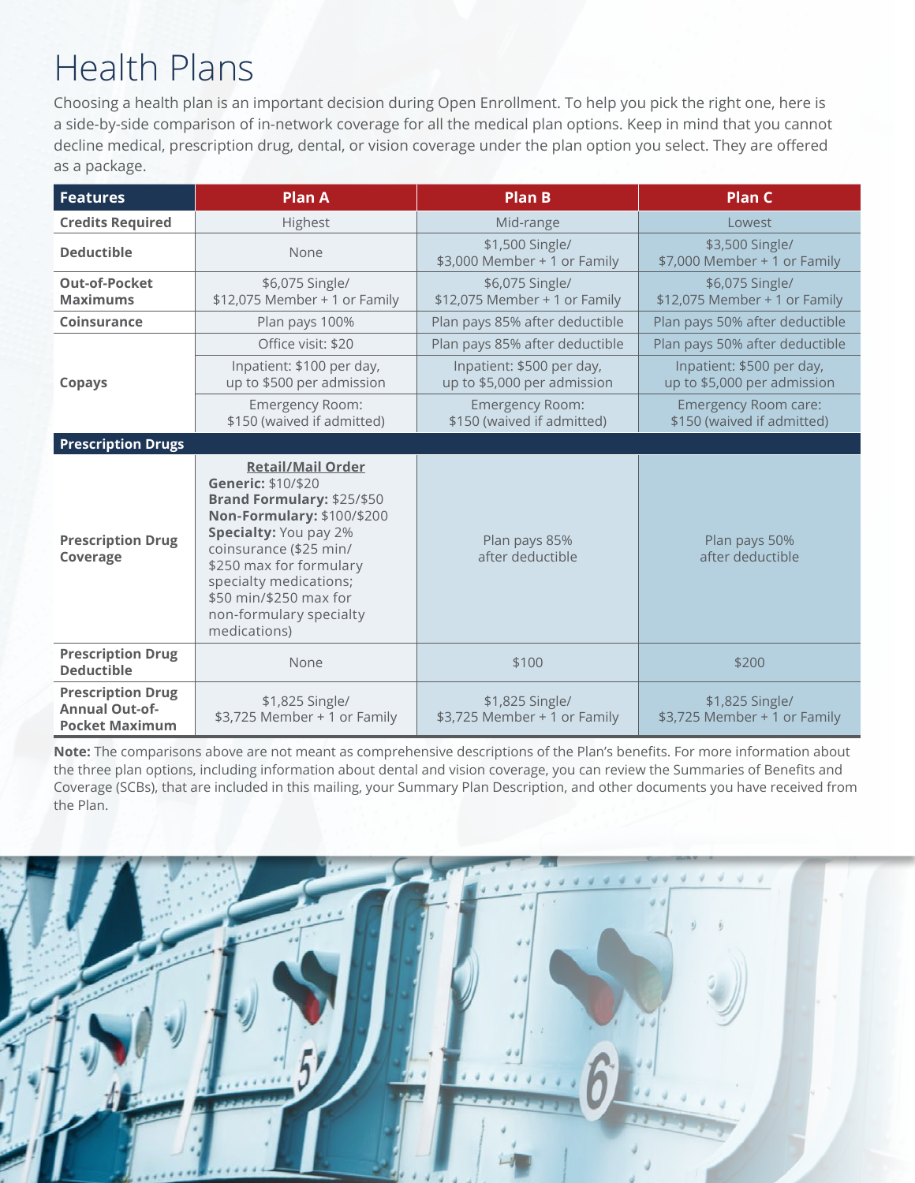# Health Plans

Choosing a health plan is an important decision during Open Enrollment. To help you pick the right one, here is a side-by-side comparison of in-network coverage for all the medical plan options. Keep in mind that you cannot decline medical, prescription drug, dental, or vision coverage under the plan option you select. They are offered as a package.

| Features | Plan A | Plan B | Plan C |
|---|---|---|---|
| **Credits Required** | Highest | Mid-range | Lowest |
| **Deductible** | None | $1,500 Single/ $3,000 Member + 1 or Family | $3,500 Single/ $7,000 Member + 1 or Family |
| **Out-of-Pocket Maximums** | $6,075 Single/ $12,075 Member + 1 or Family | $6,075 Single/ $12,075 Member + 1 or Family | $6,075 Single/ $12,075 Member + 1 or Family |
| **Coinsurance** | Plan pays 100% | Plan pays 85% after deductible | Plan pays 50% after deductible |
| **Copays** | Office visit: $20 | Plan pays 85% after deductible | Plan pays 50% after deductible |
| | Inpatient: $100 per day, up to $500 per admission | Inpatient: $500 per day, up to $5,000 per admission | Inpatient: $500 per day, up to $5,000 per admission |
| | Emergency Room: $150 (waived if admitted) | Emergency Room: $150 (waived if admitted) | Emergency Room care: $150 (waived if admitted) |
| **Prescription Drugs** | | | |
| **Prescription Drug Coverage** | **Retail/Mail Order**<br>**Generic:** $10/$20<br>**Brand Formulary:** $25/$50<br>**Non-Formulary:** $100/$200<br>**Specialty:** You pay 2% coinsurance ($25 min/ $250 max for formulary specialty medications; $50 min/$250 max for non-formulary specialty medications) | Plan pays 85% after deductible | Plan pays 50% after deductible |
| **Prescription Drug Deductible** | None | $100 | $200 |
| **Prescription Drug Annual Out-of-Pocket Maximum** | $1,825 Single/ $3,725 Member + 1 or Family | $1,825 Single/ $3,725 Member + 1 or Family | $1,825 Single/ $3,725 Member + 1 or Family |

**Note:** The comparisons above are not meant as comprehensive descriptions of the Plan's benefits. For more information about the three plan options, including information about dental and vision coverage, you can review the Summaries of Benefits and Coverage (SCBs), that are included in this mailing, your Summary Plan Description, and other documents you have received from the Plan.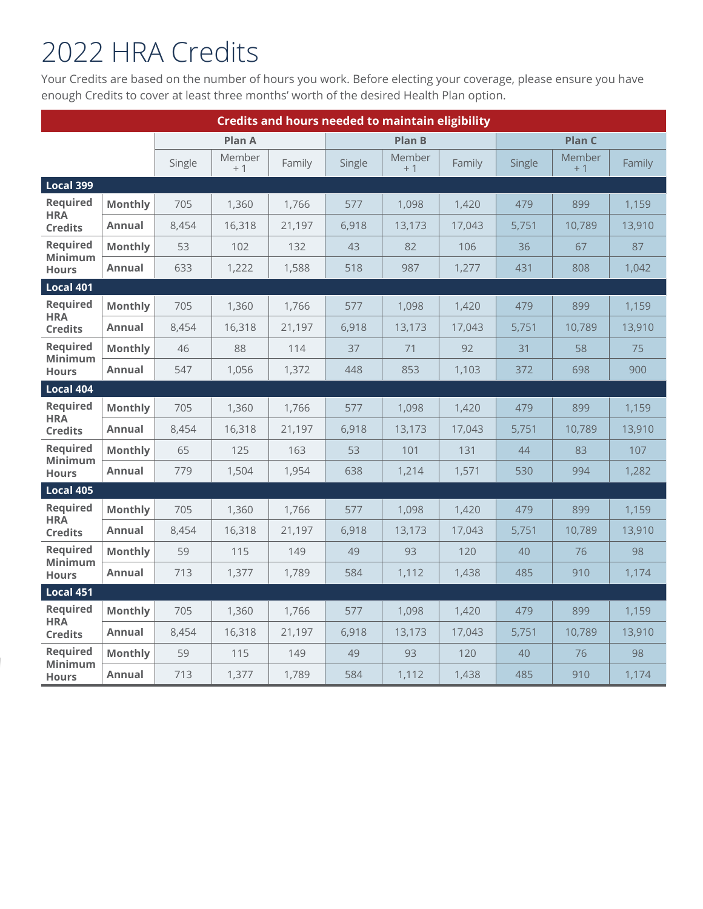# 2022 HRA Credits

Your Credits are based on the number of hours you work. Before electing your coverage, please ensure you have enough Credits to cover at least three months' worth of the desired Health Plan option.

| Credits and hours needed to maintain eligibility | | | | | | | | | | |
|---|---|---|---|---|---|---|---|---|---|---|
| | | Plan A | | | Plan B | | | Plan C | | |
| | | Single | Member + 1 | Family | Single | Member + 1 | Family | Single | Member + 1 | Family |
| **Local 399** | | | | | | | | | | |
| **Required HRA Credits** | **Monthly** | 705 | 1,360 | 1,766 | 577 | 1,098 | 1,420 | 479 | 899 | 1,159 |
| | **Annual** | 8,454 | 16,318 | 21,197 | 6,918 | 13,173 | 17,043 | 5,751 | 10,789 | 13,910 |
| **Required Minimum Hours** | **Monthly** | 53 | 102 | 132 | 43 | 82 | 106 | 36 | 67 | 87 |
| | **Annual** | 633 | 1,222 | 1,588 | 518 | 987 | 1,277 | 431 | 808 | 1,042 |
| **Local 401** | | | | | | | | | | |
| **Required HRA Credits** | **Monthly** | 705 | 1,360 | 1,766 | 577 | 1,098 | 1,420 | 479 | 899 | 1,159 |
| | **Annual** | 8,454 | 16,318 | 21,197 | 6,918 | 13,173 | 17,043 | 5,751 | 10,789 | 13,910 |
| **Required Minimum Hours** | **Monthly** | 46 | 88 | 114 | 37 | 71 | 92 | 31 | 58 | 75 |
| | **Annual** | 547 | 1,056 | 1,372 | 448 | 853 | 1,103 | 372 | 698 | 900 |
| **Local 404** | | | | | | | | | | |
| **Required HRA Credits** | **Monthly** | 705 | 1,360 | 1,766 | 577 | 1,098 | 1,420 | 479 | 899 | 1,159 |
| | **Annual** | 8,454 | 16,318 | 21,197 | 6,918 | 13,173 | 17,043 | 5,751 | 10,789 | 13,910 |
| **Required Minimum Hours** | **Monthly** | 65 | 125 | 163 | 53 | 101 | 131 | 44 | 83 | 107 |
| | **Annual** | 779 | 1,504 | 1,954 | 638 | 1,214 | 1,571 | 530 | 994 | 1,282 |
| **Local 405** | | | | | | | | | | |
| **Required HRA Credits** | **Monthly** | 705 | 1,360 | 1,766 | 577 | 1,098 | 1,420 | 479 | 899 | 1,159 |
| | **Annual** | 8,454 | 16,318 | 21,197 | 6,918 | 13,173 | 17,043 | 5,751 | 10,789 | 13,910 |
| **Required Minimum Hours** | **Monthly** | 59 | 115 | 149 | 49 | 93 | 120 | 40 | 76 | 98 |
| | **Annual** | 713 | 1,377 | 1,789 | 584 | 1,112 | 1,438 | 485 | 910 | 1,174 |
| **Local 451** | | | | | | | | | | |
| **Required HRA Credits** | **Monthly** | 705 | 1,360 | 1,766 | 577 | 1,098 | 1,420 | 479 | 899 | 1,159 |
| | **Annual** | 8,454 | 16,318 | 21,197 | 6,918 | 13,173 | 17,043 | 5,751 | 10,789 | 13,910 |
| **Required Minimum Hours** | **Monthly** | 59 | 115 | 149 | 49 | 93 | 120 | 40 | 76 | 98 |
| | **Annual** | 713 | 1,377 | 1,789 | 584 | 1,112 | 1,438 | 485 | 910 | 1,174 |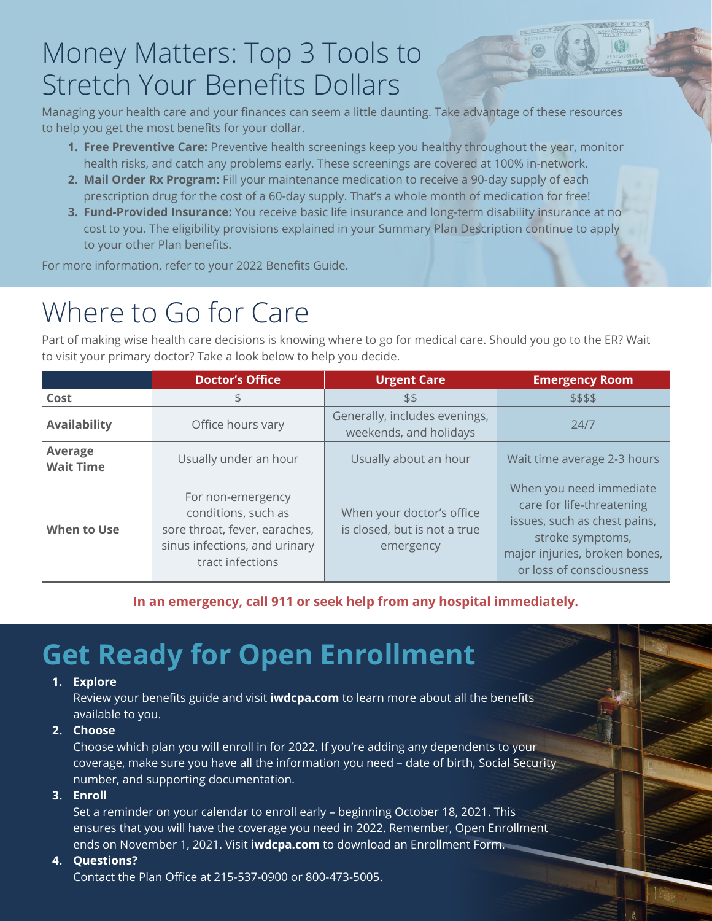# Money Matters: Top 3 Tools to Stretch Your Benefits Dollars

Managing your health care and your finances can seem a little daunting. Take advantage of these resources to help you get the most benefits for your dollar.

1. **Free Preventive Care:** Preventive health screenings keep you healthy throughout the year, monitor health risks, and catch any problems early. These screenings are covered at 100% in-network.
2. **Mail Order Rx Program:** Fill your maintenance medication to receive a 90-day supply of each prescription drug for the cost of a 60-day supply. That's a whole month of medication for free!
3. **Fund-Provided Insurance:** You receive basic life insurance and long-term disability insurance at no cost to you. The eligibility provisions explained in your Summary Plan Description continue to apply to your other Plan benefits.

For more information, refer to your 2022 Benefits Guide.

# Where to Go for Care

Part of making wise health care decisions is knowing where to go for medical care. Should you go to the ER? Wait to visit your primary doctor? Take a look below to help you decide.

| | Doctor's Office | Urgent Care | Emergency Room |
|---|---|---|---|
| **Cost** | $ | $$ | $$$$ |
| **Availability** | Office hours vary | Generally, includes evenings, weekends, and holidays | 24/7 |
| **Average Wait Time** | Usually under an hour | Usually about an hour | Wait time average 2-3 hours |
| **When to Use** | For non-emergency conditions, such as sore throat, fever, earaches, sinus infections, and urinary tract infections | When your doctor's office is closed, but is not a true emergency | When you need immediate care for life-threatening issues, such as chest pains, stroke symptoms, major injuries, broken bones, or loss of consciousness |

**In an emergency, call 911 or seek help from any hospital immediately.**

# Get Ready for Open Enrollment

1. **Explore**
   Review your benefits guide and visit **iwdcpa.com** to learn more about all the benefits available to you.
2. **Choose**
   Choose which plan you will enroll in for 2022. If you're adding any dependents to your coverage, make sure you have all the information you need – date of birth, Social Security number, and supporting documentation.
3. **Enroll**
   Set a reminder on your calendar to enroll early – beginning October 18, 2021. This ensures that you will have the coverage you need in 2022. Remember, Open Enrollment ends on November 1, 2021. Visit **iwdcpa.com** to download an Enrollment Form.
4. **Questions?**
   Contact the Plan Office at 215-537-0900 or 800-473-5005.